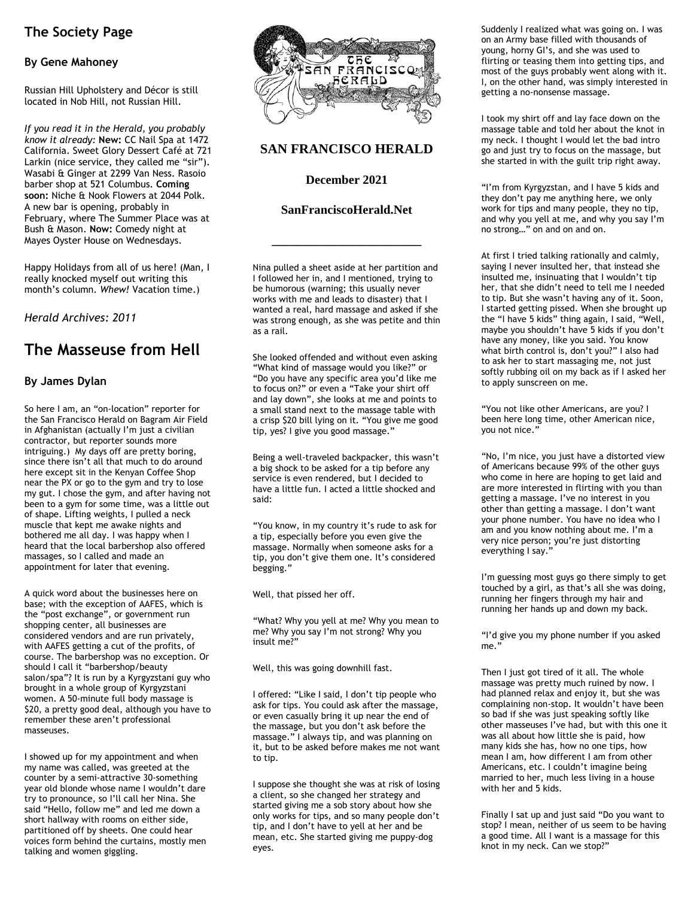## The Society Page

### By Gene Mahoney

Russian Hill Upholstery and Décor is still located in Nob Hill, not Russian Hill.

*If you read it in the Herald, you probably know it already:* **New:** CC Nail Spa at 1472 California. Sweet Glory Dessert Café at 721 Larkin (nice service, they called me "sir"). Wasabi & Ginger at 2299 Van Ness. Rasoio barber shop at 521 Columbus. **Coming soon:** Niche & Nook Flowers at 2044 Polk. A new bar is opening, probably in February, where The Summer Place was at Bush & Mason. **Now:** Comedy night at Mayes Oyster House on Wednesdays.

Happy Holidays from all of us here! (Man, I really knocked myself out writing this month's column. *Whew!* Vacation time.)

*Herald Archives: 2011*

## The Masseuse from Hell

### By James Dylan

So here I am, an "on-location" reporter for the San Francisco Herald on Bagram Air Field in Afghanistan (actually I'm just a civilian contractor, but reporter sounds more intriguing.) My days off are pretty boring, since there isn't all that much to do around here except sit in the Kenyan Coffee Shop near the PX or go to the gym and try to lose my gut. I chose the gym, and after having not been to a gym for some time, was a little out of shape. Lifting weights, I pulled a neck muscle that kept me awake nights and bothered me all day. I was happy when I heard that the local barbershop also offered massages, so I called and made an appointment for later that evening.

A quick word about the businesses here on base; with the exception of AAFES, which is the "post exchange", or government run shopping center, all businesses are considered vendors and are run privately, with AAFES getting a cut of the profits, of course. The barbershop was no exception. Or should I call it "barbershop/beauty salon/spa"? It is run by a Kyrgyzstani guy who brought in a whole group of Kyrgyzstani women. A 50-minute full body massage is $20, a pretty good deal, although you have to remember these aren't professional masseuses.

I showed up for my appointment and when my name was called, was greeted at the counter by a semi-attractive 30-something year old blonde whose name I wouldn't dare try to pronounce, so I'll call her Nina. She said "Hello, follow me" and led me down a short hallway with rooms on either side, partitioned off by sheets. One could hear voices form behind the curtains, mostly men talking and women giggling.

# SAN FRANCISCO HERALD

**December 2021**

**SanFranciscoHerald.Net**

---

Nina pulled a sheet aside at her partition and I followed her in, and I mentioned, trying to be humorous (warning; this usually never works with me and leads to disaster) that I wanted a real, hard massage and asked if she was strong enough, as she was petite and thin as a rail.

She looked offended and without even asking "What kind of massage would you like?" or "Do you have any specific area you'd like me to focus on?" or even a "Take your shirt off and lay down", she looks at me and points to a small stand next to the massage table with a crisp $20 bill lying on it. "You give me good tip, yes? I give you good massage."

Being a well-traveled backpacker, this wasn't a big shock to be asked for a tip before any service is even rendered, but I decided to have a little fun. I acted a little shocked and said:

"You know, in my country it's rude to ask for a tip, especially before you even give the massage. Normally when someone asks for a tip, you don't give them one. It's considered begging."

Well, that pissed her off.

"What? Why you yell at me? Why you mean to me? Why you say I'm not strong? Why you insult me?"

Well, this was going downhill fast.

I offered: "Like I said, I don't tip people who ask for tips. You could ask after the massage, or even casually bring it up near the end of the massage, but you don't ask before the massage." I always tip, and was planning on it, but to be asked before makes me not want to tip.

I suppose she thought she was at risk of losing a client, so she changed her strategy and started giving me a sob story about how she only works for tips, and so many people don't tip, and I don't have to yell at her and be mean, etc. She started giving me puppy-dog eyes.

Suddenly I realized what was going on. I was on an Army base filled with thousands of young, horny GI's, and she was used to flirting or teasing them into getting tips, and most of the guys probably went along with it. I, on the other hand, was simply interested in getting a no-nonsense massage.

I took my shirt off and lay face down on the massage table and told her about the knot in my neck. I thought I would let the bad intro go and just try to focus on the massage, but she started in with the guilt trip right away.

"I'm from Kyrgyzstan, and I have 5 kids and they don't pay me anything here, we only work for tips and many people, they no tip, and why you yell at me, and why you say I'm no strong…" on and on and on.

At first I tried talking rationally and calmly, saying I never insulted her, that instead she insulted me, insinuating that I wouldn't tip her, that she didn't need to tell me I needed to tip. But she wasn't having any of it. Soon, I started getting pissed. When she brought up the "I have 5 kids" thing again, I said, "Well, maybe you shouldn't have 5 kids if you don't have any money, like you said. You know what birth control is, don't you?" I also had to ask her to start massaging me, not just softly rubbing oil on my back as if I asked her to apply sunscreen on me.

"You not like other Americans, are you? I been here long time, other American nice, you not nice."

"No, I'm nice, you just have a distorted view of Americans because 99% of the other guys who come in here are hoping to get laid and are more interested in flirting with you than getting a massage. I've no interest in you other than getting a massage. I don't want your phone number. You have no idea who I am and you know nothing about me. I'm a very nice person; you're just distorting everything I say."

I'm guessing most guys go there simply to get touched by a girl, as that's all she was doing, running her fingers through my hair and running her hands up and down my back.

"I'd give you my phone number if you asked me."

Then I just got tired of it all. The whole massage was pretty much ruined by now. I had planned relax and enjoy it, but she was complaining non-stop. It wouldn't have been so bad if she was just speaking softly like other masseuses I've had, but with this one it was all about how little she is paid, how many kids she has, how no one tips, how mean I am, how different I am from other Americans, etc. I couldn't imagine being married to her, much less living in a house with her and 5 kids.

Finally I sat up and just said "Do you want to stop? I mean, neither of us seem to be having a good time. All I want is a massage for this knot in my neck. Can we stop?"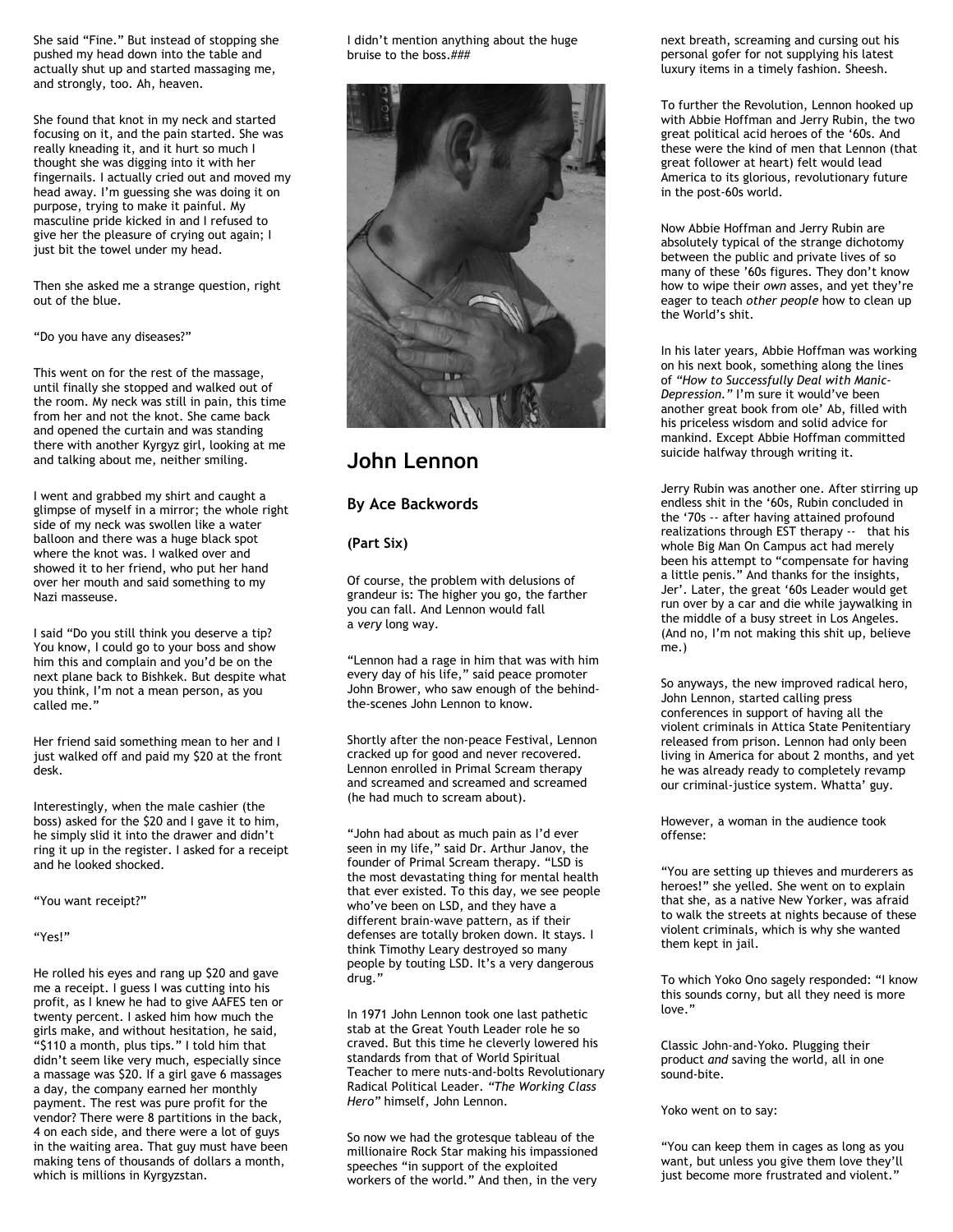She said "Fine." But instead of stopping she pushed my head down into the table and actually shut up and started massaging me, and strongly, too. Ah, heaven.

She found that knot in my neck and started focusing on it, and the pain started. She was really kneading it, and it hurt so much I thought she was digging into it with her fingernails. I actually cried out and moved my head away. I'm guessing she was doing it on purpose, trying to make it painful. My masculine pride kicked in and I refused to give her the pleasure of crying out again; I just bit the towel under my head.

Then she asked me a strange question, right out of the blue.

"Do you have any diseases?"

This went on for the rest of the massage, until finally she stopped and walked out of the room. My neck was still in pain, this time from her and not the knot. She came back and opened the curtain and was standing there with another Kyrgyz girl, looking at me and talking about me, neither smiling.

I went and grabbed my shirt and caught a glimpse of myself in a mirror; the whole right side of my neck was swollen like a water balloon and there was a huge black spot where the knot was. I walked over and showed it to her friend, who put her hand over her mouth and said something to my Nazi masseuse.

I said "Do you still think you deserve a tip? You know, I could go to your boss and show him this and complain and you'd be on the next plane back to Bishkek. But despite what you think, I'm not a mean person, as you called me."

Her friend said something mean to her and I just walked off and paid my $20 at the front desk.

Interestingly, when the male cashier (the boss) asked for the $20 and I gave it to him, he simply slid it into the drawer and didn't ring it up in the register. I asked for a receipt and he looked shocked.

"You want receipt?"

"Yes!"

He rolled his eyes and rang up $20 and gave me a receipt. I guess I was cutting into his profit, as I knew he had to give AAFES ten or twenty percent. I asked him how much the girls make, and without hesitation, he said, "$110 a month, plus tips." I told him that didn't seem like very much, especially since a massage was $20. If a girl gave 6 massages a day, the company earned her monthly payment. The rest was pure profit for the vendor? There were 8 partitions in the back, 4 on each side, and there were a lot of guys in the waiting area. That guy must have been making tens of thousands of dollars a month, which is millions in Kyrgyzstan.

I didn't mention anything about the huge bruise to the boss.###

## John Lennon

### By Ace Backwords

**(Part Six)**

Of course, the problem with delusions of grandeur is: The higher you go, the farther you can fall. And Lennon would fall a *very* long way.

"Lennon had a rage in him that was with him every day of his life," said peace promoter John Brower, who saw enough of the behind-the-scenes John Lennon to know.

Shortly after the non-peace Festival, Lennon cracked up for good and never recovered. Lennon enrolled in Primal Scream therapy and screamed and screamed and screamed (he had much to scream about).

"John had about as much pain as I'd ever seen in my life," said Dr. Arthur Janov, the founder of Primal Scream therapy. "LSD is the most devastating thing for mental health that ever existed. To this day, we see people who've been on LSD, and they have a different brain-wave pattern, as if their defenses are totally broken down. It stays. I think Timothy Leary destroyed so many people by touting LSD. It's a very dangerous drug."

In 1971 John Lennon took one last pathetic stab at the Great Youth Leader role he so craved. But this time he cleverly lowered his standards from that of World Spiritual Teacher to mere nuts-and-bolts Revolutionary Radical Political Leader. *"The Working Class Hero"* himself, John Lennon.

So now we had the grotesque tableau of the millionaire Rock Star making his impassioned speeches "in support of the exploited workers of the world." And then, in the very next breath, screaming and cursing out his personal gofer for not supplying his latest luxury items in a timely fashion. Sheesh.

To further the Revolution, Lennon hooked up with Abbie Hoffman and Jerry Rubin, the two great political acid heroes of the '60s. And these were the kind of men that Lennon (that great follower at heart) felt would lead America to its glorious, revolutionary future in the post-60s world.

Now Abbie Hoffman and Jerry Rubin are absolutely typical of the strange dichotomy between the public and private lives of so many of these '60s figures. They don't know how to wipe their *own* asses, and yet they're eager to teach *other people* how to clean up the World's shit.

In his later years, Abbie Hoffman was working on his next book, something along the lines of *"How to Successfully Deal with Manic-Depression."* I'm sure it would've been another great book from ole' Ab, filled with his priceless wisdom and solid advice for mankind. Except Abbie Hoffman committed suicide halfway through writing it.

Jerry Rubin was another one. After stirring up endless shit in the '60s, Rubin concluded in the '70s -- after having attained profound realizations through EST therapy -- that his whole Big Man On Campus act had merely been his attempt to "compensate for having a little penis." And thanks for the insights, Jer'. Later, the great '60s Leader would get run over by a car and die while jaywalking in the middle of a busy street in Los Angeles. (And no, I'm not making this shit up, believe me.)

So anyways, the new improved radical hero, John Lennon, started calling press conferences in support of having all the violent criminals in Attica State Penitentiary released from prison. Lennon had only been living in America for about 2 months, and yet he was already ready to completely revamp our criminal-justice system. Whatta' guy.

However, a woman in the audience took offense:

"You are setting up thieves and murderers as heroes!" she yelled. She went on to explain that she, as a native New Yorker, was afraid to walk the streets at nights because of these violent criminals, which is why she wanted them kept in jail.

To which Yoko Ono sagely responded: "I know this sounds corny, but all they need is more love."

Classic John-and-Yoko. Plugging their product *and* saving the world, all in one sound-bite.

Yoko went on to say:

"You can keep them in cages as long as you want, but unless you give them love they'll just become more frustrated and violent."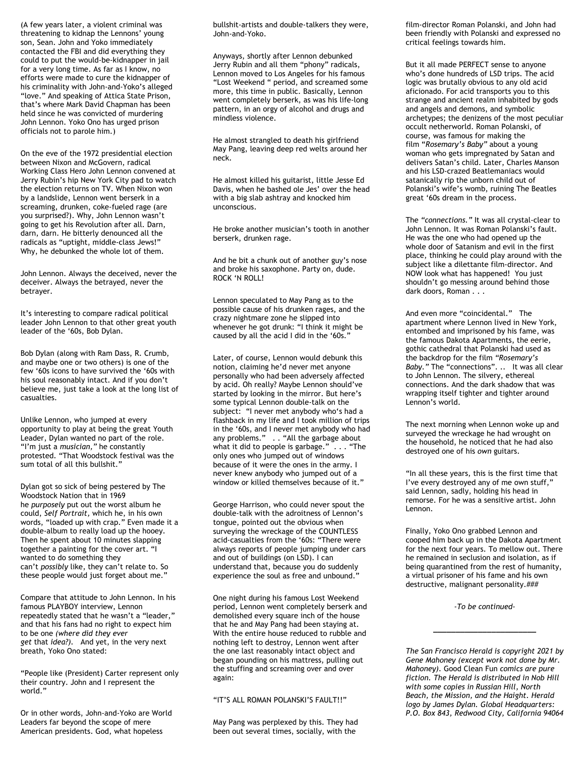(A few years later, a violent criminal was threatening to kidnap the Lennons' young son, Sean. John and Yoko immediately contacted the FBI and did everything they could to put the would-be-kidnapper in jail for a very long time. As far as I know, no efforts were made to cure the kidnapper of his criminality with John-and-Yoko's alleged "love." And speaking of Attica State Prison, that's where Mark David Chapman has been held since he was convicted of murdering John Lennon. Yoko Ono has urged prison officials not to parole him.)

On the eve of the 1972 presidential election between Nixon and McGovern, radical Working Class Hero John Lennon convened at Jerry Rubin's hip New York City pad to watch the election returns on TV. When Nixon won by a landslide, Lennon went berserk in a screaming, drunken, coke-fueled rage (are you surprised?). Why, John Lennon wasn't going to get his Revolution after all. Darn, darn, darn. He bitterly denounced all the radicals as "uptight, middle-class Jews!" Why, he debunked the whole lot of them.

John Lennon. Always the deceived, never the deceiver. Always the betrayed, never the betrayer.

It's interesting to compare radical political leader John Lennon to that other great youth leader of the '60s, Bob Dylan.

Bob Dylan (along with Ram Dass, R. Crumb, and maybe one or two others) is one of the few '60s icons to have survived the '60s with his soul reasonably intact. And if you don't believe me, just take a look at the long list of casualties.

Unlike Lennon, who jumped at every opportunity to play at being the great Youth Leader, Dylan wanted no part of the role. "I'm just a *musician,*" he constantly protested. "That Woodstock festival was the sum total of all this bullshit."

Dylan got so sick of being pestered by The Woodstock Nation that in 1969 he *purposely* put out the worst album he could, *Self Portrait,* which he, in his own words, "loaded up with crap." Even made it a double-album to really load up the hooey. Then he spent about 10 minutes slapping together a painting for the cover art. "I wanted to do something they can't *possibly* like, they can't relate to. So these people would just forget about me."

Compare that attitude to John Lennon. In his famous PLAYBOY interview, Lennon repeatedly stated that he wasn't a "leader," and that his fans had no right to expect him to be one *(where did they ever get* that *idea?).* And yet, in the very next breath, Yoko Ono stated:

"People like (President) Carter represent only their country. John and I represent the world."

Or in other words, John-and-Yoko are World Leaders far beyond the scope of mere American presidents. God, what hopeless bullshit-artists and double-talkers they were, John-and-Yoko.

Anyways, shortly after Lennon debunked Jerry Rubin and all them "phony" radicals, Lennon moved to Los Angeles for his famous "Lost Weekend " period, and screamed some more, this time in public. Basically, Lennon went completely berserk, as was his life-long pattern, in an orgy of alcohol and drugs and mindless violence.

He almost strangled to death his girlfriend May Pang, leaving deep red welts around her neck.

He almost killed his guitarist, little Jesse Ed Davis, when he bashed ole Jes' over the head with a big slab ashtray and knocked him unconscious.

He broke another musician's tooth in another berserk, drunken rage.

And he bit a chunk out of another guy's nose and broke his saxophone. Party on, dude. ROCK 'N ROLL!

Lennon speculated to May Pang as to the possible cause of his drunken rages, and the crazy nightmare zone he slipped into whenever he got drunk: "I think it might be caused by all the acid I did in the '60s."

Later, of course, Lennon would debunk this notion, claiming he'd never met anyone personally who had been adversely affected by acid. Oh really? Maybe Lennon should've started by looking in the mirror. But here's some typical Lennon double-talk on the subject: "I never met anybody who's had a flashback in my life and I took million of trips in the '60s, and I never met anybody who had any problems." . . "All the garbage about what it did to people is garbage." . . . "The only ones who jumped out of windows because of it were the ones in the army. I never knew anybody who jumped out of a window or killed themselves because of it."

George Harrison, who could never spout the double-talk with the adroitness of Lennon's tongue, pointed out the obvious when surveying the wreckage of the COUNTLESS acid-casualties from the '60s: "There were always reports of people jumping under cars and out of buildings (on LSD). I can understand that, because you do suddenly experience the soul as free and unbound."

One night during his famous Lost Weekend period, Lennon went completely berserk and demolished every square inch of the house that he and May Pang had been staying at. With the entire house reduced to rubble and nothing left to destroy, Lennon went after the one last reasonably intact object and began pounding on his mattress, pulling out the stuffing and screaming over and over again:

"IT'S ALL ROMAN POLANSKI'S FAULT!!"

May Pang was perplexed by this. They had been out several times, socially, with the film-director Roman Polanski, and John had been friendly with Polanski and expressed no critical feelings towards him.

But it all made PERFECT sense to anyone who's done hundreds of LSD trips. The acid logic was brutally obvious to any old acid aficionado. For acid transports you to this strange and ancient realm inhabited by gods and angels and demons, and symbolic archetypes; the denizens of the most peculiar occult netherworld. Roman Polanski, of course, was famous for making the film "*Rosemary's Baby"* about a young woman who gets impregnated by Satan and delivers Satan's child. Later, Charles Manson and his LSD-crazed Beatlemaniacs would satanically rip the unborn child out of Polanski's wife's womb, ruining The Beatles great '60s dream in the process.

The *"connections."* It was all crystal-clear to John Lennon. It was Roman Polanski's fault. He was the one who had opened up the whole door of Satanism and evil in the first place, thinking he could play around with the subject like a dilettante film-director. And NOW look what has happened! You just shouldn't go messing around behind those dark doors, Roman . . .

And even more "coincidental." The apartment where Lennon lived in New York, entombed and imprisoned by his fame, was the famous Dakota Apartments, the eerie, gothic cathedral that Polanski had used as the backdrop for the film *"Rosemary's Baby."* The "connections". .. It was all clear to John Lennon. The silvery, ethereal connections. And the dark shadow that was wrapping itself tighter and tighter around Lennon's world.

The next morning when Lennon woke up and surveyed the wreckage he had wrought on the household, he noticed that he had also destroyed one of his *own* guitars.

"In all these years, this is the first time that I've every destroyed any of me own stuff," said Lennon, sadly, holding his head in remorse. For he was a sensitive artist. John Lennon.

Finally, Yoko Ono grabbed Lennon and cooped him back up in the Dakota Apartment for the next four years. To mellow out. There he remained in seclusion and isolation, as if being quarantined from the rest of humanity, a virtual prisoner of his fame and his own destructive, malignant personality.###

*-To be continued-*

---

*The San Francisco Herald is copyright 2021 by Gene Mahoney (except work not done by Mr. Mahoney).* Good Clean Fun *comics are pure fiction. The Herald is distributed in Nob Hill with some copies in Russian Hill, North Beach, the Mission, and the Haight. Herald logo by James Dylan. Global Headquarters: P.O. Box 843, Redwood City, California 94064*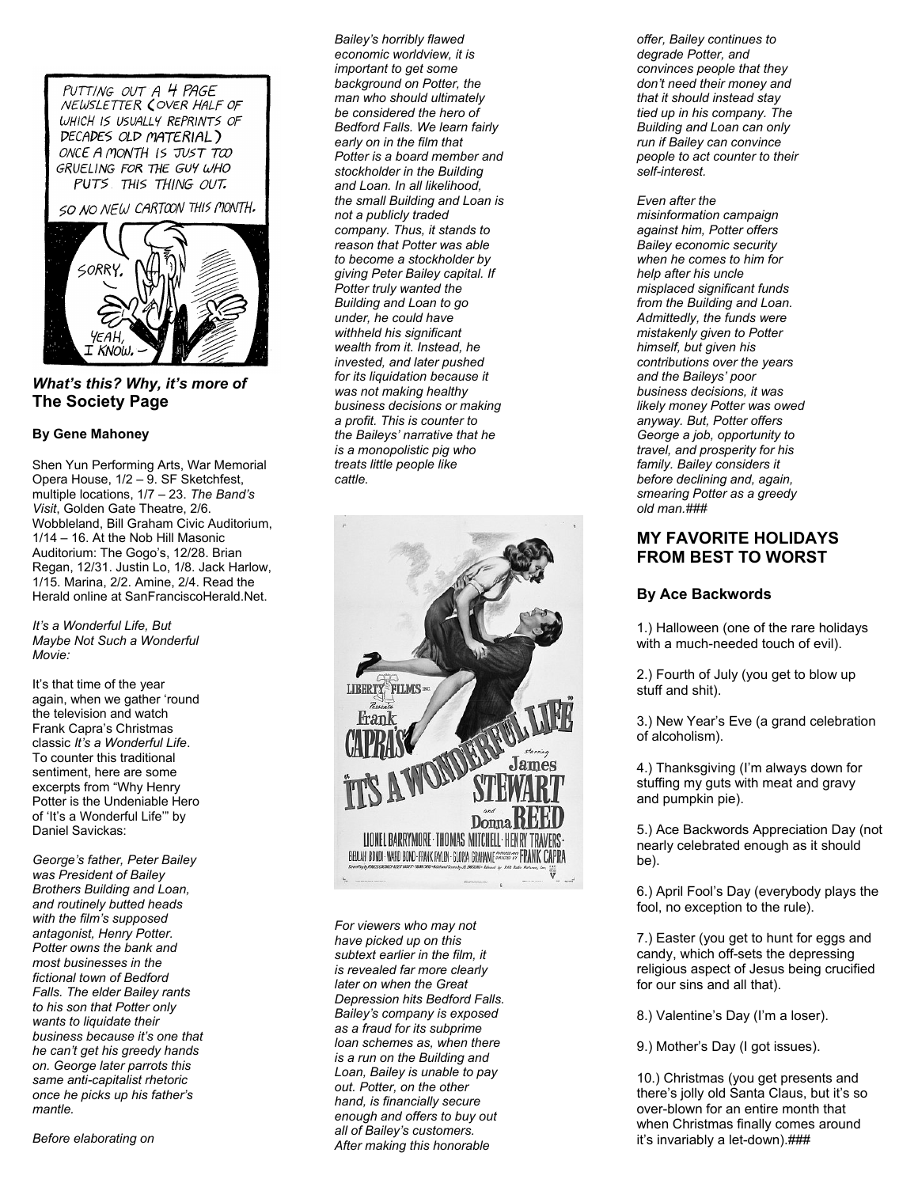PUTTING OUT A 4 PAGE NEWSLETTER (OVER HALF OF WHICH IS USUALLY REPRINTS OF DECADES OLD MATERIAL) ONCE A MONTH IS JUST TOO GRUELING FOR THE GUY WHO PUTS THIS THING OUT.

SO NO NEW CARTOON THIS MONTH.

SORRY.

YEAH, I KNOW.

### *What's this? Why, it's more of* The Society Page

**By Gene Mahoney**

Shen Yun Performing Arts, War Memorial Opera House, 1/2 – 9. SF Sketchfest, multiple locations, 1/7 – 23. *The Band's Visit*, Golden Gate Theatre, 2/6. Wobbleland, Bill Graham Civic Auditorium, 1/14 – 16. At the Nob Hill Masonic Auditorium: The Gogo's, 12/28. Brian Regan, 12/31. Justin Lo, 1/8. Jack Harlow, 1/15. Marina, 2/2. Amine, 2/4. Read the Herald online at SanFranciscoHerald.Net.

*It's a Wonderful Life, But Maybe Not Such a Wonderful Movie:*

It's that time of the year again, when we gather 'round the television and watch Frank Capra's Christmas classic *It's a Wonderful Life*. To counter this traditional sentiment, here are some excerpts from "Why Henry Potter is the Undeniable Hero of 'It's a Wonderful Life'" by Daniel Savickas:

*George's father, Peter Bailey was President of Bailey Brothers Building and Loan, and routinely butted heads with the film's supposed antagonist, Henry Potter. Potter owns the bank and most businesses in the fictional town of Bedford Falls. The elder Bailey rants to his son that Potter only wants to liquidate their business because it's one that he can't get his greedy hands on. George later parrots this same anti-capitalist rhetoric once he picks up his father's mantle.*

*Before elaborating on Bailey's horribly flawed economic worldview, it is important to get some background on Potter, the man who should ultimately be considered the hero of Bedford Falls. We learn fairly early on in the film that Potter is a board member and stockholder in the Building and Loan. In all likelihood, the small Building and Loan is not a publicly traded company. Thus, it stands to reason that Potter was able to become a stockholder by giving Peter Bailey capital. If Potter truly wanted the Building and Loan to go under, he could have withheld his significant wealth from it. Instead, he invested, and later pushed for its liquidation because it was not making healthy business decisions or making a profit. This is counter to the Baileys' narrative that he is a monopolistic pig who treats little people like cattle.*

LIBERTY FILMS INC. Presents Frank CAPRA'S "IT'S A WONDERFUL LIFE" starring James STEWART and Donna REED

LIONEL BARRYMORE · THOMAS MITCHELL · HENRY TRAVERS · BEULAH BONDI · WARD BOND · FRANK FAYLEN · GLORIA GRAHAME · PRODUCED AND DIRECTED BY FRANK CAPRA

*For viewers who may not have picked up on this subtext earlier in the film, it is revealed far more clearly later on when the Great Depression hits Bedford Falls. Bailey's company is exposed as a fraud for its subprime loan schemes as, when there is a run on the Building and Loan, Bailey is unable to pay out. Potter, on the other hand, is financially secure enough and offers to buy out all of Bailey's customers. After making this honorable offer, Bailey continues to degrade Potter, and convinces people that they don't need their money and that it should instead stay tied up in his company. The Building and Loan can only run if Bailey can convince people to act counter to their self-interest.*

*Even after the misinformation campaign against him, Potter offers Bailey economic security when he comes to him for help after his uncle misplaced significant funds from the Building and Loan. Admittedly, the funds were mistakenly given to Potter himself, but given his contributions over the years and the Baileys' poor business decisions, it was likely money Potter was owed anyway. But, Potter offers George a job, opportunity to travel, and prosperity for his family. Bailey considers it before declining and, again, smearing Potter as a greedy old man.###*

## MY FAVORITE HOLIDAYS FROM BEST TO WORST

**By Ace Backwords**

1.) Halloween (one of the rare holidays with a much-needed touch of evil).

2.) Fourth of July (you get to blow up stuff and shit).

3.) New Year's Eve (a grand celebration of alcoholism).

4.) Thanksgiving (I'm always down for stuffing my guts with meat and gravy and pumpkin pie).

5.) Ace Backwords Appreciation Day (not nearly celebrated enough as it should be).

6.) April Fool's Day (everybody plays the fool, no exception to the rule).

7.) Easter (you get to hunt for eggs and candy, which off-sets the depressing religious aspect of Jesus being crucified for our sins and all that).

8.) Valentine's Day (I'm a loser).

9.) Mother's Day (I got issues).

10.) Christmas (you get presents and there's jolly old Santa Claus, but it's so over-blown for an entire month that when Christmas finally comes around it's invariably a let-down).###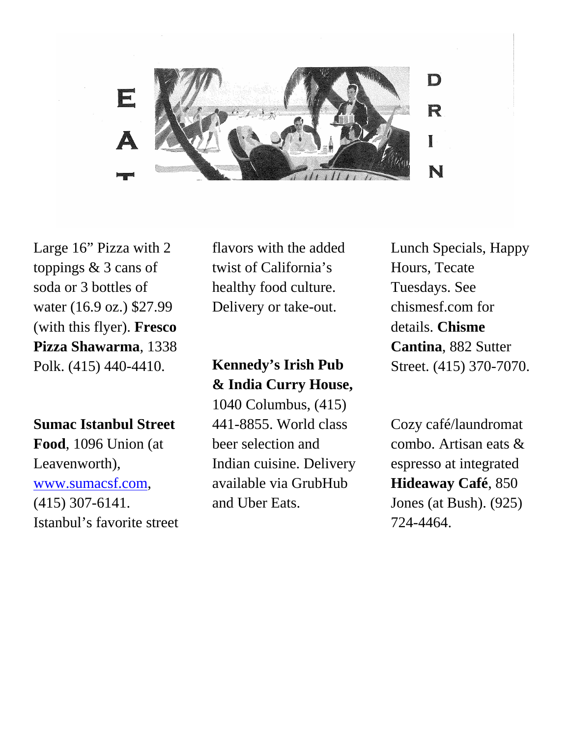E A T

D R I N

Large 16” Pizza with 2 toppings & 3 cans of soda or 3 bottles of water (16.9 oz.) $27.99 (with this flyer). **Fresco Pizza Shawarma**, 1338 Polk. (415) 440-4410.

**Sumac Istanbul Street Food**, 1096 Union (at Leavenworth), [www.sumacsf.com](http://www.sumacsf.com), (415) 307-6141. Istanbul’s favorite street flavors with the added twist of California’s healthy food culture. Delivery or take-out.

**Kennedy’s Irish Pub & India Curry House,** 1040 Columbus, (415) 441-8855. World class beer selection and Indian cuisine. Delivery available via GrubHub and Uber Eats.

Lunch Specials, Happy Hours, Tecate Tuesdays. See chismesf.com for details. **Chisme Cantina**, 882 Sutter Street. (415) 370-7070.

Cozy café/laundromat combo. Artisan eats & espresso at integrated **Hideaway Café**, 850 Jones (at Bush). (925) 724-4464.